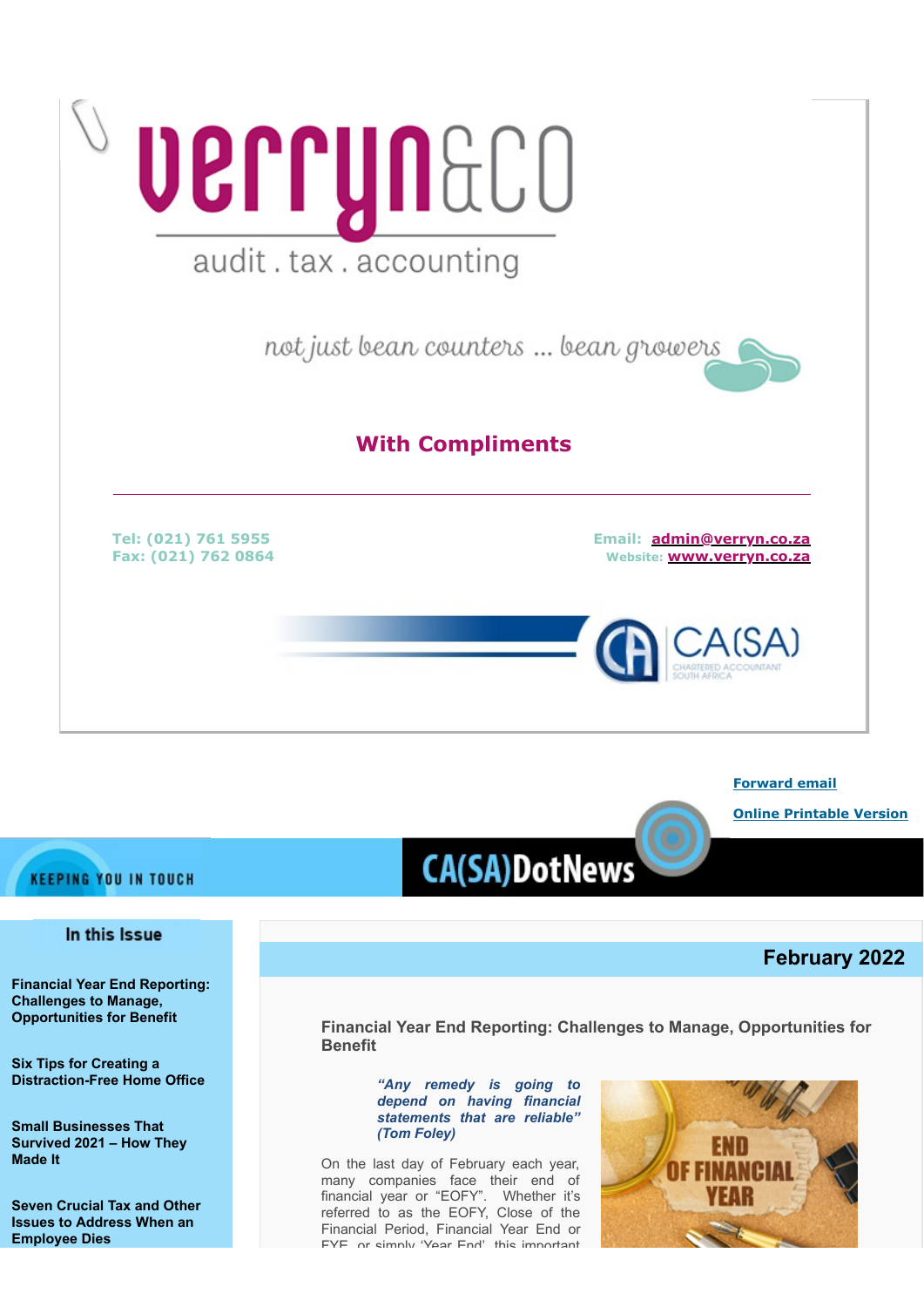verryn&co

audit . tax . accounting

not just bean counters ... bean growers

**With Compliments**

---

Tel: (021) 761 5955
Fax: (021) 762 0864

Email: admin@verryn.co.za
Website: www.verryn.co.za

CA(SA) CHARTERED ACCOUNTANT SOUTH AFRICA

Forward email

Online Printable Version

KEEPING YOU IN TOUCH

# CA(SA)DotNews

### In this Issue

**Financial Year End Reporting: Challenges to Manage, Opportunities for Benefit**

**Six Tips for Creating a Distraction-Free Home Office**

**Small Businesses That Survived 2021 – How They Made It**

**Seven Crucial Tax and Other Issues to Address When an Employee Dies**

## February 2022

### Financial Year End Reporting: Challenges to Manage, Opportunities for Benefit

*"Any remedy is going to depend on having financial statements that are reliable" (Tom Foley)*

END OF FINANCIAL YEAR

On the last day of February each year, many companies face their end of financial year or "EOFY". Whether it's referred to as the EOFY, Close of the Financial Period, Financial Year End or FYE, or simply 'Year End', this important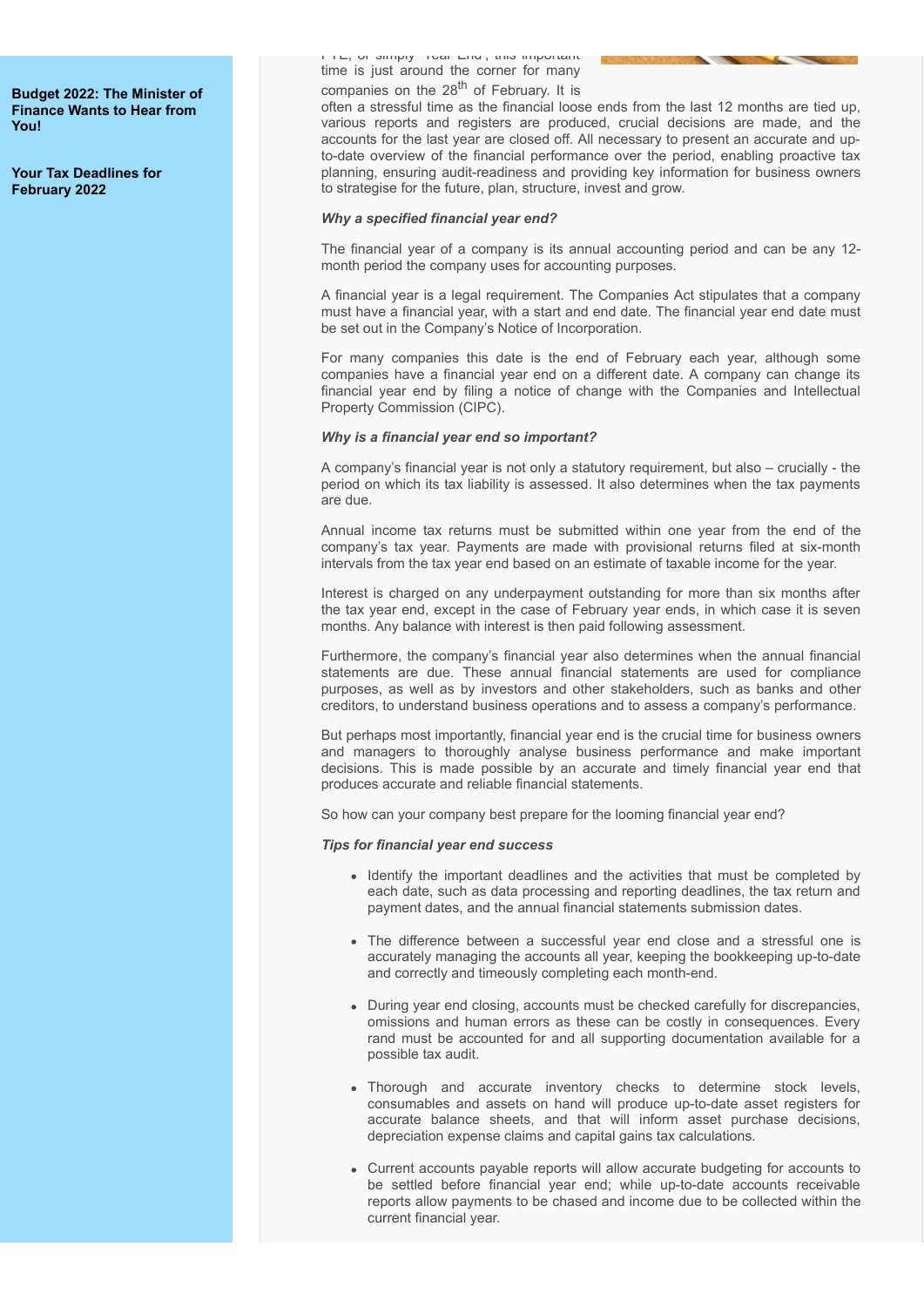**Budget 2022: The Minister of Finance Wants to Hear from You!**

**Your Tax Deadlines for February 2022**

FYE, or simply "Year End", this important time is just around the corner for many companies on the 28th of February. It is often a stressful time as the financial loose ends from the last 12 months are tied up, various reports and registers are produced, crucial decisions are made, and the accounts for the last year are closed off. All necessary to present an accurate and up-to-date overview of the financial performance over the period, enabling proactive tax planning, ensuring audit-readiness and providing key information for business owners to strategise for the future, plan, structure, invest and grow.

***Why a specified financial year end?***

The financial year of a company is its annual accounting period and can be any 12-month period the company uses for accounting purposes.

A financial year is a legal requirement. The Companies Act stipulates that a company must have a financial year, with a start and end date. The financial year end date must be set out in the Company's Notice of Incorporation.

For many companies this date is the end of February each year, although some companies have a financial year end on a different date. A company can change its financial year end by filing a notice of change with the Companies and Intellectual Property Commission (CIPC).

***Why is a financial year end so important?***

A company's financial year is not only a statutory requirement, but also – crucially - the period on which its tax liability is assessed. It also determines when the tax payments are due.

Annual income tax returns must be submitted within one year from the end of the company's tax year. Payments are made with provisional returns filed at six-month intervals from the tax year end based on an estimate of taxable income for the year.

Interest is charged on any underpayment outstanding for more than six months after the tax year end, except in the case of February year ends, in which case it is seven months. Any balance with interest is then paid following assessment.

Furthermore, the company's financial year also determines when the annual financial statements are due. These annual financial statements are used for compliance purposes, as well as by investors and other stakeholders, such as banks and other creditors, to understand business operations and to assess a company's performance.

But perhaps most importantly, financial year end is the crucial time for business owners and managers to thoroughly analyse business performance and make important decisions. This is made possible by an accurate and timely financial year end that produces accurate and reliable financial statements.

So how can your company best prepare for the looming financial year end?

***Tips for financial year end success***

- Identify the important deadlines and the activities that must be completed by each date, such as data processing and reporting deadlines, the tax return and payment dates, and the annual financial statements submission dates.
- The difference between a successful year end close and a stressful one is accurately managing the accounts all year, keeping the bookkeeping up-to-date and correctly and timeously completing each month-end.
- During year end closing, accounts must be checked carefully for discrepancies, omissions and human errors as these can be costly in consequences. Every rand must be accounted for and all supporting documentation available for a possible tax audit.
- Thorough and accurate inventory checks to determine stock levels, consumables and assets on hand will produce up-to-date asset registers for accurate balance sheets, and that will inform asset purchase decisions, depreciation expense claims and capital gains tax calculations.
- Current accounts payable reports will allow accurate budgeting for accounts to be settled before financial year end; while up-to-date accounts receivable reports allow payments to be chased and income due to be collected within the current financial year.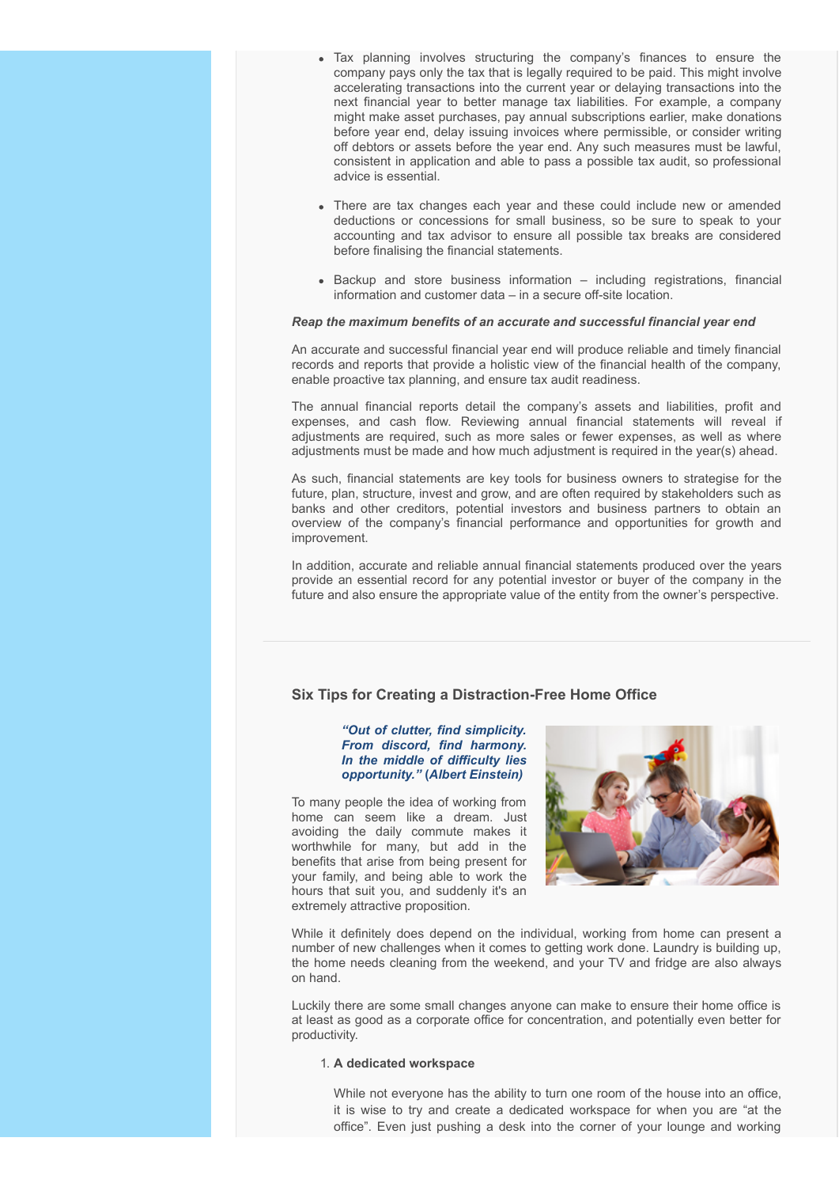- Tax planning involves structuring the company's finances to ensure the company pays only the tax that is legally required to be paid. This might involve accelerating transactions into the current year or delaying transactions into the next financial year to better manage tax liabilities. For example, a company might make asset purchases, pay annual subscriptions earlier, make donations before year end, delay issuing invoices where permissible, or consider writing off debtors or assets before the year end. Any such measures must be lawful, consistent in application and able to pass a possible tax audit, so professional advice is essential.

- There are tax changes each year and these could include new or amended deductions or concessions for small business, so be sure to speak to your accounting and tax advisor to ensure all possible tax breaks are considered before finalising the financial statements.

- Backup and store business information – including registrations, financial information and customer data – in a secure off-site location.

***Reap the maximum benefits of an accurate and successful financial year end***

An accurate and successful financial year end will produce reliable and timely financial records and reports that provide a holistic view of the financial health of the company, enable proactive tax planning, and ensure tax audit readiness.

The annual financial reports detail the company's assets and liabilities, profit and expenses, and cash flow. Reviewing annual financial statements will reveal if adjustments are required, such as more sales or fewer expenses, as well as where adjustments must be made and how much adjustment is required in the year(s) ahead.

As such, financial statements are key tools for business owners to strategise for the future, plan, structure, invest and grow, and are often required by stakeholders such as banks and other creditors, potential investors and business partners to obtain an overview of the company's financial performance and opportunities for growth and improvement.

In addition, accurate and reliable annual financial statements produced over the years provide an essential record for any potential investor or buyer of the company in the future and also ensure the appropriate value of the entity from the owner's perspective.

---

## Six Tips for Creating a Distraction-Free Home Office

> ***"Out of clutter, find simplicity. From discord, find harmony. In the middle of difficulty lies opportunity." (Albert Einstein)***

To many people the idea of working from home can seem like a dream. Just avoiding the daily commute makes it worthwhile for many, but add in the benefits that arise from being present for your family, and being able to work the hours that suit you, and suddenly it's an extremely attractive proposition.

While it definitely does depend on the individual, working from home can present a number of new challenges when it comes to getting work done. Laundry is building up, the home needs cleaning from the weekend, and your TV and fridge are also always on hand.

Luckily there are some small changes anyone can make to ensure their home office is at least as good as a corporate office for concentration, and potentially even better for productivity.

1. **A dedicated workspace**

   While not everyone has the ability to turn one room of the house into an office, it is wise to try and create a dedicated workspace for when you are "at the office". Even just pushing a desk into the corner of your lounge and working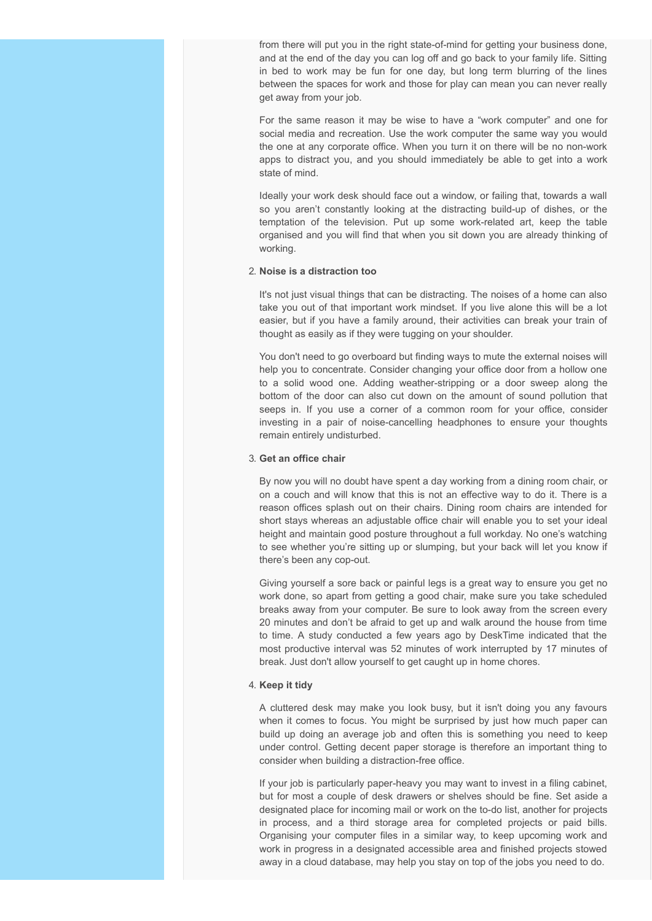from there will put you in the right state-of-mind for getting your business done, and at the end of the day you can log off and go back to your family life. Sitting in bed to work may be fun for one day, but long term blurring of the lines between the spaces for work and those for play can mean you can never really get away from your job.

For the same reason it may be wise to have a "work computer" and one for social media and recreation. Use the work computer the same way you would the one at any corporate office. When you turn it on there will be no non-work apps to distract you, and you should immediately be able to get into a work state of mind.

Ideally your work desk should face out a window, or failing that, towards a wall so you aren't constantly looking at the distracting build-up of dishes, or the temptation of the television. Put up some work-related art, keep the table organised and you will find that when you sit down you are already thinking of working.

2. **Noise is a distraction too**

   It's not just visual things that can be distracting. The noises of a home can also take you out of that important work mindset. If you live alone this will be a lot easier, but if you have a family around, their activities can break your train of thought as easily as if they were tugging on your shoulder.

   You don't need to go overboard but finding ways to mute the external noises will help you to concentrate. Consider changing your office door from a hollow one to a solid wood one. Adding weather-stripping or a door sweep along the bottom of the door can also cut down on the amount of sound pollution that seeps in. If you use a corner of a common room for your office, consider investing in a pair of noise-cancelling headphones to ensure your thoughts remain entirely undisturbed.

3. **Get an office chair**

   By now you will no doubt have spent a day working from a dining room chair, or on a couch and will know that this is not an effective way to do it. There is a reason offices splash out on their chairs. Dining room chairs are intended for short stays whereas an adjustable office chair will enable you to set your ideal height and maintain good posture throughout a full workday. No one's watching to see whether you're sitting up or slumping, but your back will let you know if there's been any cop-out.

   Giving yourself a sore back or painful legs is a great way to ensure you get no work done, so apart from getting a good chair, make sure you take scheduled breaks away from your computer. Be sure to look away from the screen every 20 minutes and don't be afraid to get up and walk around the house from time to time. A study conducted a few years ago by DeskTime indicated that the most productive interval was 52 minutes of work interrupted by 17 minutes of break. Just don't allow yourself to get caught up in home chores.

4. **Keep it tidy**

   A cluttered desk may make you look busy, but it isn't doing you any favours when it comes to focus. You might be surprised by just how much paper can build up doing an average job and often this is something you need to keep under control. Getting decent paper storage is therefore an important thing to consider when building a distraction-free office.

   If your job is particularly paper-heavy you may want to invest in a filing cabinet, but for most a couple of desk drawers or shelves should be fine. Set aside a designated place for incoming mail or work on the to-do list, another for projects in process, and a third storage area for completed projects or paid bills. Organising your computer files in a similar way, to keep upcoming work and work in progress in a designated accessible area and finished projects stowed away in a cloud database, may help you stay on top of the jobs you need to do.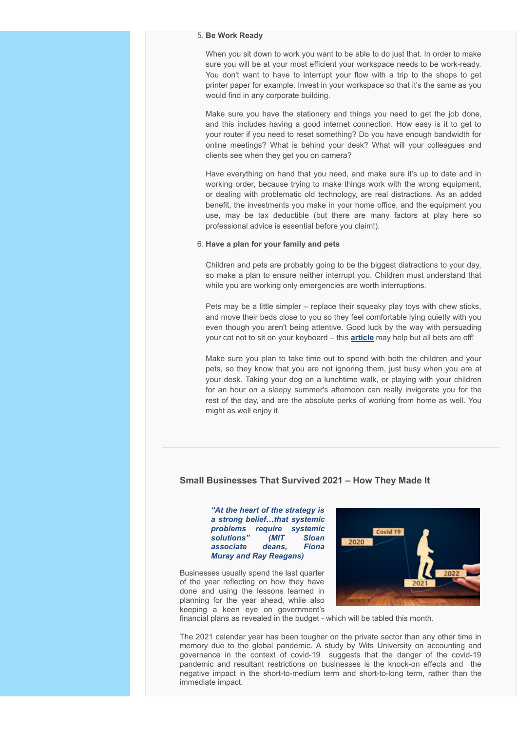5. **Be Work Ready**

   When you sit down to work you want to be able to do just that. In order to make sure you will be at your most efficient your workspace needs to be work-ready. You don't want to have to interrupt your flow with a trip to the shops to get printer paper for example. Invest in your workspace so that it's the same as you would find in any corporate building.

   Make sure you have the stationery and things you need to get the job done, and this includes having a good internet connection. How easy is it to get to your router if you need to reset something? Do you have enough bandwidth for online meetings? What is behind your desk? What will your colleagues and clients see when they get you on camera?

   Have everything on hand that you need, and make sure it's up to date and in working order, because trying to make things work with the wrong equipment, or dealing with problematic old technology, are real distractions. As an added benefit, the investments you make in your home office, and the equipment you use, may be tax deductible (but there are many factors at play here so professional advice is essential before you claim!).

6. **Have a plan for your family and pets**

   Children and pets are probably going to be the biggest distractions to your day, so make a plan to ensure neither interrupt you. Children must understand that while you are working only emergencies are worth interruptions.

   Pets may be a little simpler – replace their squeaky play toys with chew sticks, and move their beds close to you so they feel comfortable lying quietly with you even though you aren't being attentive. Good luck by the way with persuading your cat not to sit on your keyboard – this **article** may help but all bets are off!

   Make sure you plan to take time out to spend with both the children and your pets, so they know that you are not ignoring them, just busy when you are at your desk. Taking your dog on a lunchtime walk, or playing with your children for an hour on a sleepy summer's afternoon can really invigorate you for the rest of the day, and are the absolute perks of working from home as well. You might as well enjoy it.

---

### Small Businesses That Survived 2021 – How They Made It

***"At the heart of the strategy is a strong belief…that systemic problems require systemic solutions" (MIT Sloan associate deans, Fiona Muray and Ray Reagans)***

Businesses usually spend the last quarter of the year reflecting on how they have done and using the lessons learned in planning for the year ahead, while also keeping a keen eye on government's financial plans as revealed in the budget - which will be tabled this month.

The 2021 calendar year has been tougher on the private sector than any other time in memory due to the global pandemic. A study by Wits University on accounting and governance in the context of covid-19 suggests that the danger of the covid-19 pandemic and resultant restrictions on businesses is the knock-on effects and the negative impact in the short-to-medium term and short-to-long term, rather than the immediate impact.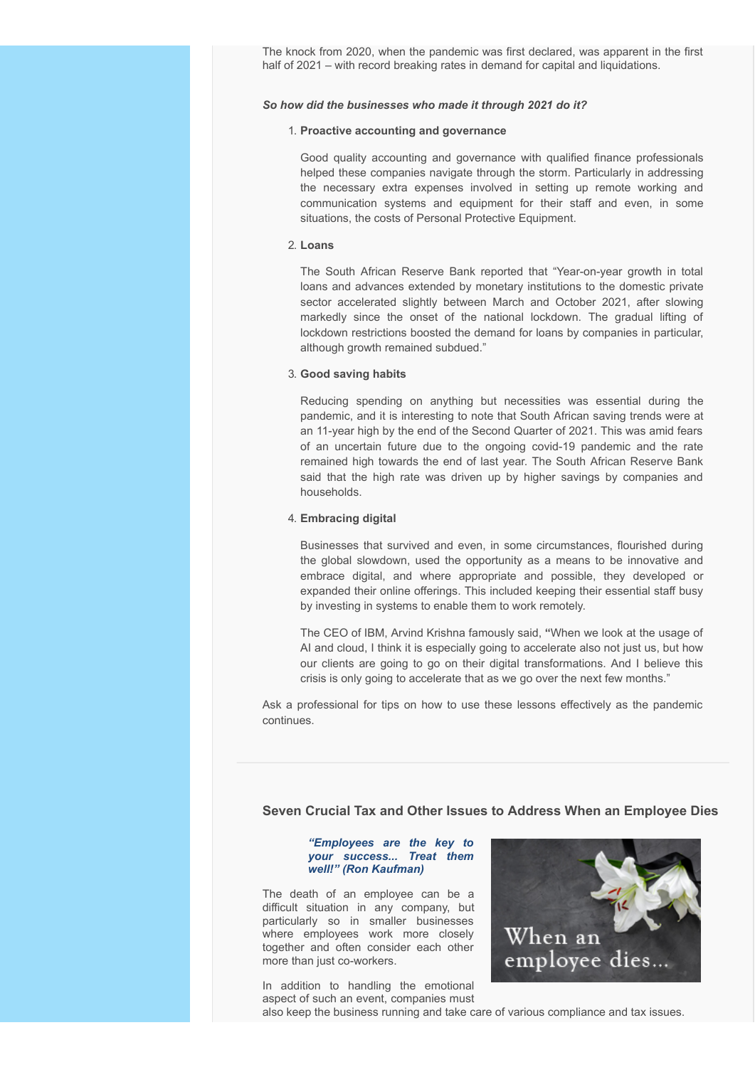The knock from 2020, when the pandemic was first declared, was apparent in the first half of 2021 – with record breaking rates in demand for capital and liquidations.

***So how did the businesses who made it through 2021 do it?***

1. **Proactive accounting and governance**

   Good quality accounting and governance with qualified finance professionals helped these companies navigate through the storm. Particularly in addressing the necessary extra expenses involved in setting up remote working and communication systems and equipment for their staff and even, in some situations, the costs of Personal Protective Equipment.

2. **Loans**

   The South African Reserve Bank reported that "Year-on-year growth in total loans and advances extended by monetary institutions to the domestic private sector accelerated slightly between March and October 2021, after slowing markedly since the onset of the national lockdown. The gradual lifting of lockdown restrictions boosted the demand for loans by companies in particular, although growth remained subdued."

3. **Good saving habits**

   Reducing spending on anything but necessities was essential during the pandemic, and it is interesting to note that South African saving trends were at an 11-year high by the end of the Second Quarter of 2021. This was amid fears of an uncertain future due to the ongoing covid-19 pandemic and the rate remained high towards the end of last year. The South African Reserve Bank said that the high rate was driven up by higher savings by companies and households.

4. **Embracing digital**

   Businesses that survived and even, in some circumstances, flourished during the global slowdown, used the opportunity as a means to be innovative and embrace digital, and where appropriate and possible, they developed or expanded their online offerings. This included keeping their essential staff busy by investing in systems to enable them to work remotely.

   The CEO of IBM, Arvind Krishna famously said, **"**When we look at the usage of AI and cloud, I think it is especially going to accelerate also not just us, but how our clients are going to go on their digital transformations. And I believe this crisis is only going to accelerate that as we go over the next few months."

Ask a professional for tips on how to use these lessons effectively as the pandemic continues.

---

## Seven Crucial Tax and Other Issues to Address When an Employee Dies

> ***"Employees are the key to your success... Treat them well!" (Ron Kaufman)***

The death of an employee can be a difficult situation in any company, but particularly so in smaller businesses where employees work more closely together and often consider each other more than just co-workers.

In addition to handling the emotional aspect of such an event, companies must also keep the business running and take care of various compliance and tax issues.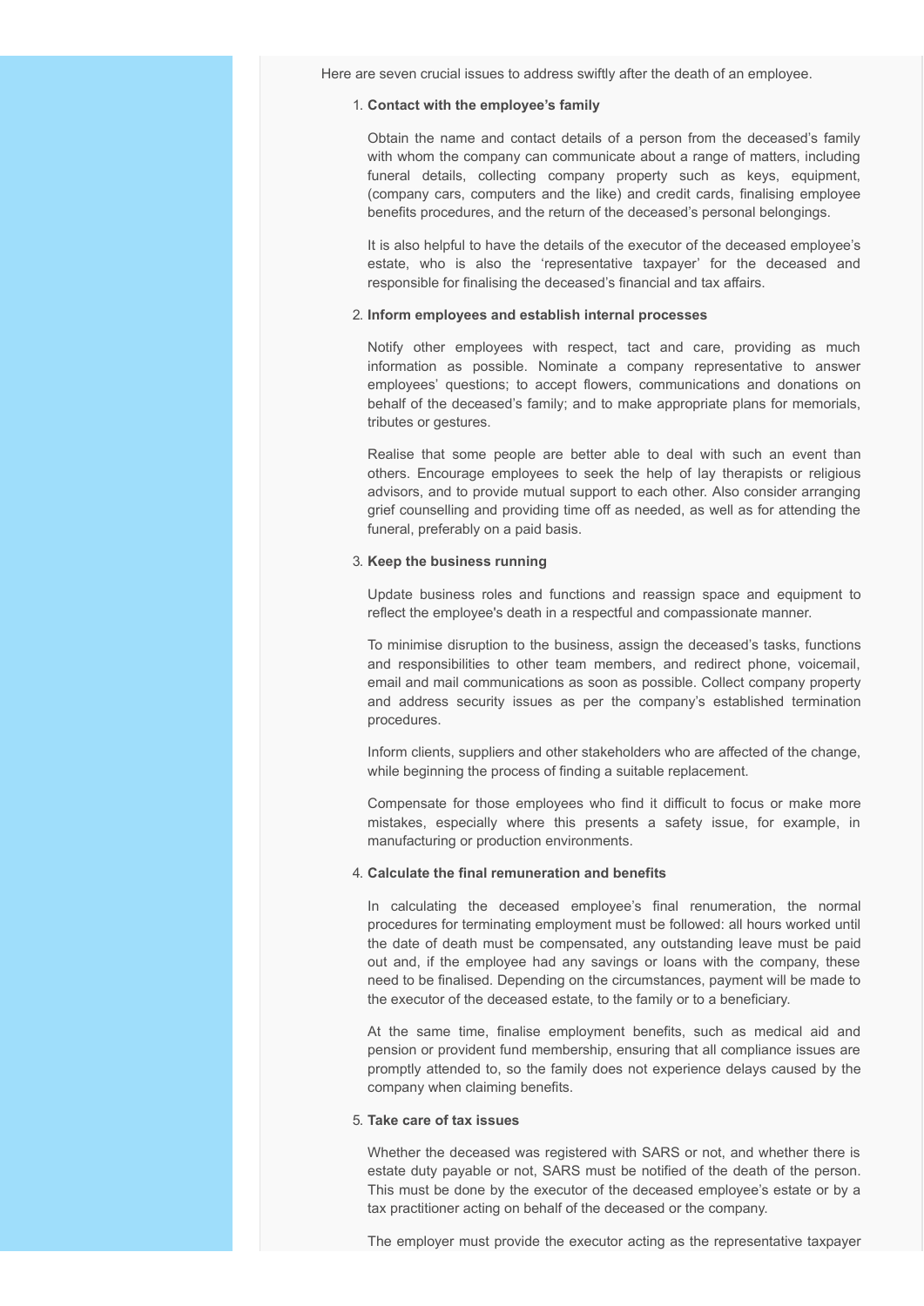Here are seven crucial issues to address swiftly after the death of an employee.

1. **Contact with the employee's family**

   Obtain the name and contact details of a person from the deceased's family with whom the company can communicate about a range of matters, including funeral details, collecting company property such as keys, equipment, (company cars, computers and the like) and credit cards, finalising employee benefits procedures, and the return of the deceased's personal belongings.

   It is also helpful to have the details of the executor of the deceased employee's estate, who is also the 'representative taxpayer' for the deceased and responsible for finalising the deceased's financial and tax affairs.

2. **Inform employees and establish internal processes**

   Notify other employees with respect, tact and care, providing as much information as possible. Nominate a company representative to answer employees' questions; to accept flowers, communications and donations on behalf of the deceased's family; and to make appropriate plans for memorials, tributes or gestures.

   Realise that some people are better able to deal with such an event than others. Encourage employees to seek the help of lay therapists or religious advisors, and to provide mutual support to each other. Also consider arranging grief counselling and providing time off as needed, as well as for attending the funeral, preferably on a paid basis.

3. **Keep the business running**

   Update business roles and functions and reassign space and equipment to reflect the employee's death in a respectful and compassionate manner.

   To minimise disruption to the business, assign the deceased's tasks, functions and responsibilities to other team members, and redirect phone, voicemail, email and mail communications as soon as possible. Collect company property and address security issues as per the company's established termination procedures.

   Inform clients, suppliers and other stakeholders who are affected of the change, while beginning the process of finding a suitable replacement.

   Compensate for those employees who find it difficult to focus or make more mistakes, especially where this presents a safety issue, for example, in manufacturing or production environments.

4. **Calculate the final remuneration and benefits**

   In calculating the deceased employee's final renumeration, the normal procedures for terminating employment must be followed: all hours worked until the date of death must be compensated, any outstanding leave must be paid out and, if the employee had any savings or loans with the company, these need to be finalised. Depending on the circumstances, payment will be made to the executor of the deceased estate, to the family or to a beneficiary.

   At the same time, finalise employment benefits, such as medical aid and pension or provident fund membership, ensuring that all compliance issues are promptly attended to, so the family does not experience delays caused by the company when claiming benefits.

5. **Take care of tax issues**

   Whether the deceased was registered with SARS or not, and whether there is estate duty payable or not, SARS must be notified of the death of the person. This must be done by the executor of the deceased employee's estate or by a tax practitioner acting on behalf of the deceased or the company.

   The employer must provide the executor acting as the representative taxpayer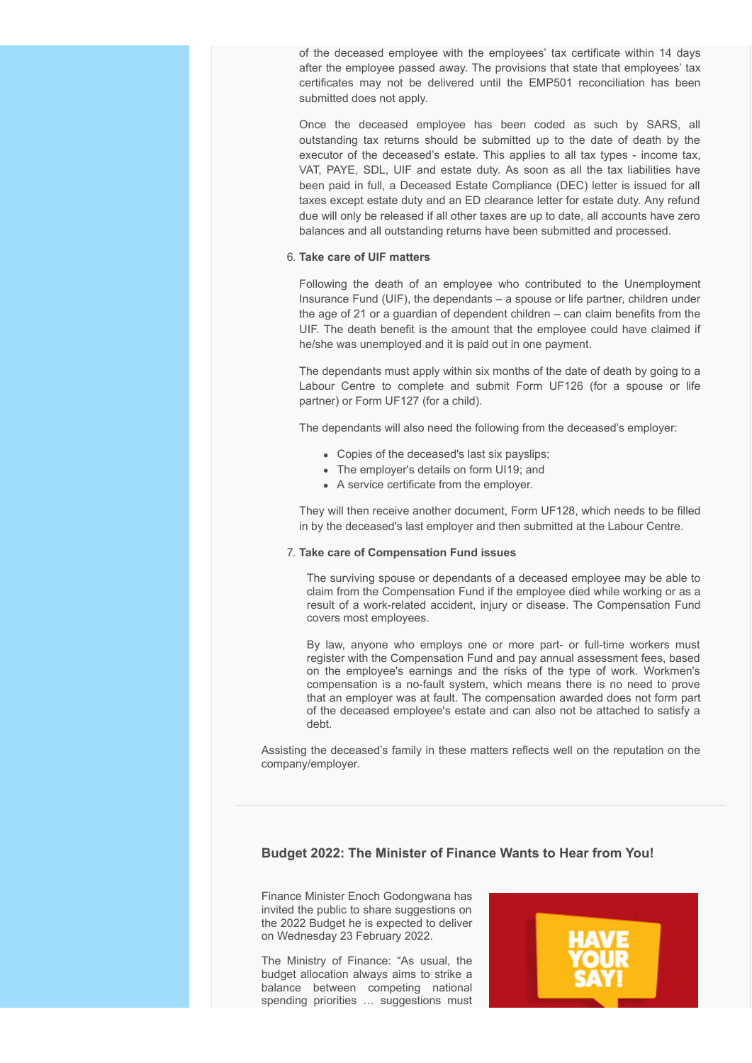of the deceased employee with the employees' tax certificate within 14 days after the employee passed away. The provisions that state that employees' tax certificates may not be delivered until the EMP501 reconciliation has been submitted does not apply.

Once the deceased employee has been coded as such by SARS, all outstanding tax returns should be submitted up to the date of death by the executor of the deceased's estate. This applies to all tax types - income tax, VAT, PAYE, SDL, UIF and estate duty. As soon as all the tax liabilities have been paid in full, a Deceased Estate Compliance (DEC) letter is issued for all taxes except estate duty and an ED clearance letter for estate duty. Any refund due will only be released if all other taxes are up to date, all accounts have zero balances and all outstanding returns have been submitted and processed.

6. **Take care of UIF matters**

   Following the death of an employee who contributed to the Unemployment Insurance Fund (UIF), the dependants – a spouse or life partner, children under the age of 21 or a guardian of dependent children – can claim benefits from the UIF. The death benefit is the amount that the employee could have claimed if he/she was unemployed and it is paid out in one payment.

   The dependants must apply within six months of the date of death by going to a Labour Centre to complete and submit Form UF126 (for a spouse or life partner) or Form UF127 (for a child).

   The dependants will also need the following from the deceased's employer:

   - Copies of the deceased's last six payslips;
   - The employer's details on form UI19; and
   - A service certificate from the employer.

   They will then receive another document, Form UF128, which needs to be filled in by the deceased's last employer and then submitted at the Labour Centre.

7. **Take care of Compensation Fund issues**

   The surviving spouse or dependants of a deceased employee may be able to claim from the Compensation Fund if the employee died while working or as a result of a work-related accident, injury or disease. The Compensation Fund covers most employees.

   By law, anyone who employs one or more part- or full-time workers must register with the Compensation Fund and pay annual assessment fees, based on the employee's earnings and the risks of the type of work. Workmen's compensation is a no-fault system, which means there is no need to prove that an employer was at fault. The compensation awarded does not form part of the deceased employee's estate and can also not be attached to satisfy a debt.

Assisting the deceased's family in these matters reflects well on the reputation on the company/employer.

---

### Budget 2022: The Minister of Finance Wants to Hear from You!

Finance Minister Enoch Godongwana has invited the public to share suggestions on the 2022 Budget he is expected to deliver on Wednesday 23 February 2022.

The Ministry of Finance: "As usual, the budget allocation always aims to strike a balance between competing national spending priorities … suggestions must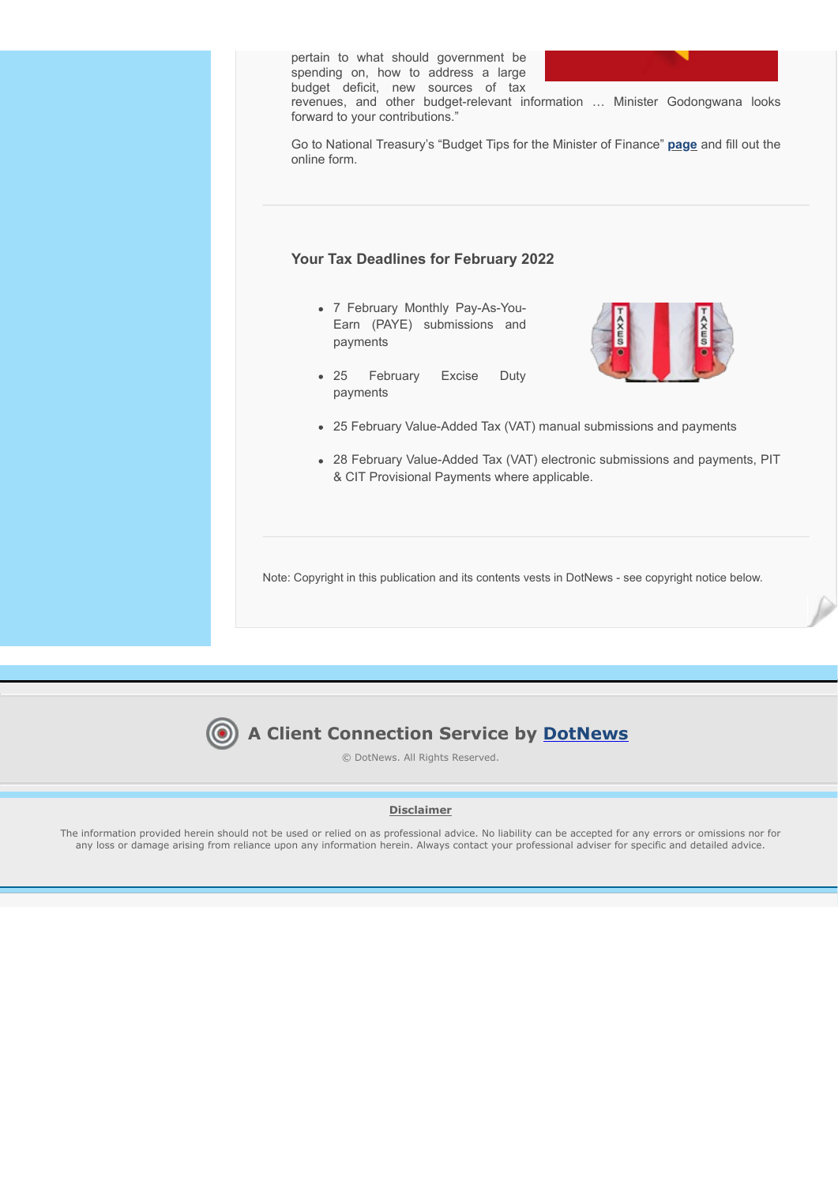pertain to what should government be spending on, how to address a large budget deficit, new sources of tax revenues, and other budget-relevant information … Minister Godongwana looks forward to your contributions."

Go to National Treasury's "Budget Tips for the Minister of Finance" **page** and fill out the online form.

---

### Your Tax Deadlines for February 2022

- 7 February Monthly Pay-As-You-Earn (PAYE) submissions and payments
- 25 February Excise Duty payments
- 25 February Value-Added Tax (VAT) manual submissions and payments
- 28 February Value-Added Tax (VAT) electronic submissions and payments, PIT & CIT Provisional Payments where applicable.

---

Note: Copyright in this publication and its contents vests in DotNews - see copyright notice below.

**A Client Connection Service by DotNews**

© DotNews. All Rights Reserved.

**Disclaimer**

The information provided herein should not be used or relied on as professional advice. No liability can be accepted for any errors or omissions nor for any loss or damage arising from reliance upon any information herein. Always contact your professional adviser for specific and detailed advice.